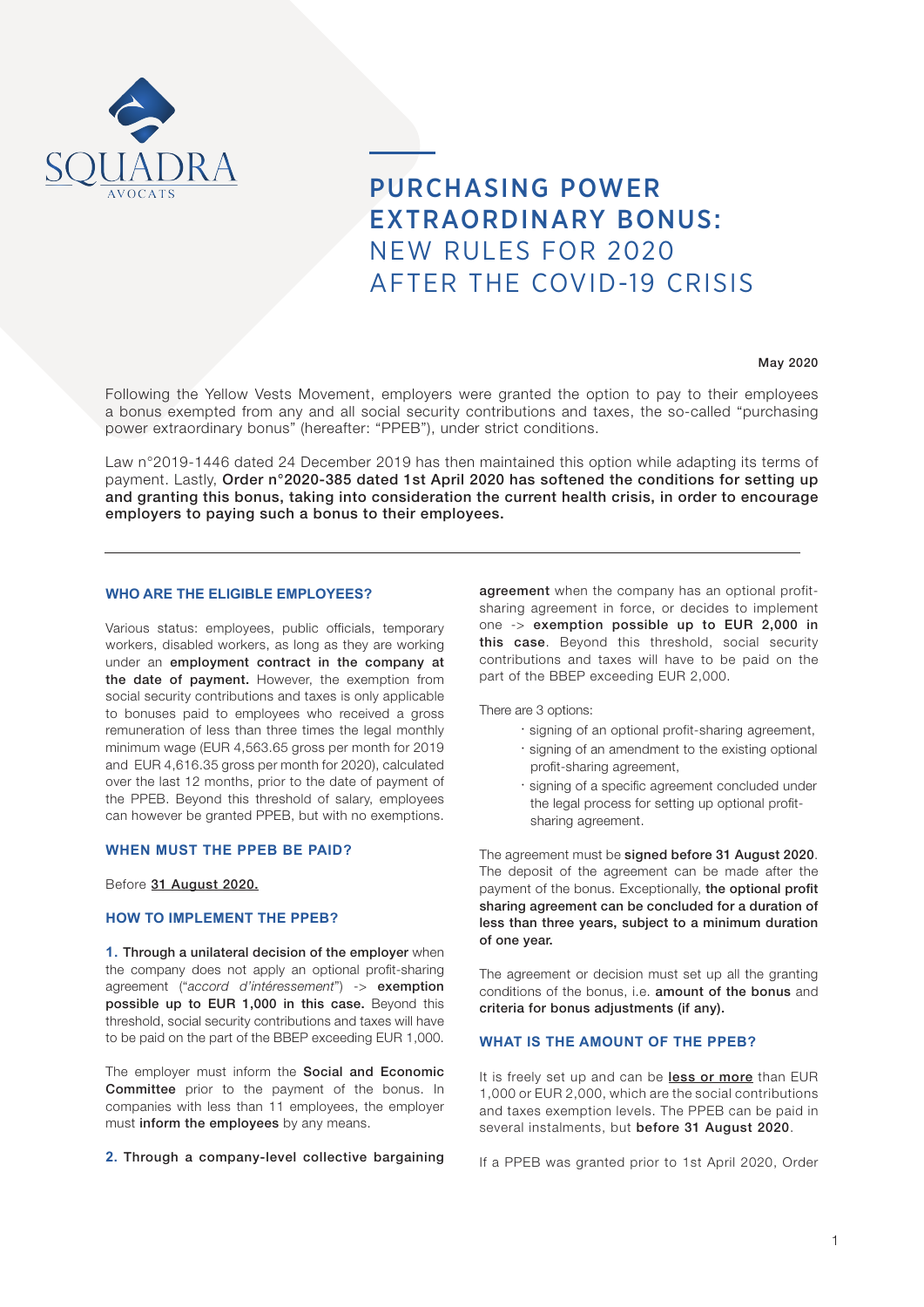SQUADRA AVOCATS

# PURCHASING POWER EXTRAORDINARY BONUS: NEW RULES FOR 2020 AFTER THE COVID-19 CRISIS

May 2020

Following the Yellow Vests Movement, employers were granted the option to pay to their employees a bonus exempted from any and all social security contributions and taxes, the so-called "purchasing power extraordinary bonus" (hereafter: "PPEB"), under strict conditions.

Law n°2019-1446 dated 24 December 2019 has then maintained this option while adapting its terms of payment. Lastly, **Order n°2020-385 dated 1st April 2020 has softened the conditions for setting up and granting this bonus, taking into consideration the current health crisis, in order to encourage employers to paying such a bonus to their employees.**

---

### WHO ARE THE ELIGIBLE EMPLOYEES?

Various status: employees, public officials, temporary workers, disabled workers, as long as they are working under an **employment contract in the company at the date of payment.** However, the exemption from social security contributions and taxes is only applicable to bonuses paid to employees who received a gross remuneration of less than three times the legal monthly minimum wage (EUR 4,563.65 gross per month for 2019 and EUR 4,616.35 gross per month for 2020), calculated over the last 12 months, prior to the date of payment of the PPEB. Beyond this threshold of salary, employees can however be granted PPEB, but with no exemptions.

### WHEN MUST THE PPEB BE PAID?

Before <u>31 August 2020.</u>

### HOW TO IMPLEMENT THE PPEB?

**1. Through a unilateral decision of the employer** when the company does not apply an optional profit-sharing agreement ("*accord d'intéressement*") -> **exemption possible up to EUR 1,000 in this case.** Beyond this threshold, social security contributions and taxes will have to be paid on the part of the BBEP exceeding EUR 1,000.

The employer must inform the **Social and Economic Committee** prior to the payment of the bonus. In companies with less than 11 employees, the employer must **inform the employees** by any means.

**2. Through a company-level collective bargaining agreement** when the company has an optional profit-sharing agreement in force, or decides to implement one -> **exemption possible up to EUR 2,000 in this case**. Beyond this threshold, social security contributions and taxes will have to be paid on the part of the BBEP exceeding EUR 2,000.

There are 3 options:

- signing of an optional profit-sharing agreement,
- signing of an amendment to the existing optional profit-sharing agreement,
- signing of a specific agreement concluded under the legal process for setting up optional profit-sharing agreement.

The agreement must be **signed before 31 August 2020**. The deposit of the agreement can be made after the payment of the bonus. Exceptionally, **the optional profit sharing agreement can be concluded for a duration of less than three years, subject to a minimum duration of one year.**

The agreement or decision must set up all the granting conditions of the bonus, i.e. **amount of the bonus** and **criteria for bonus adjustments (if any).**

### WHAT IS THE AMOUNT OF THE PPEB?

It is freely set up and can be **<u>less or more</u>** than EUR 1,000 or EUR 2,000, which are the social contributions and taxes exemption levels. The PPEB can be paid in several instalments, but **before 31 August 2020**.

If a PPEB was granted prior to 1st April 2020, Order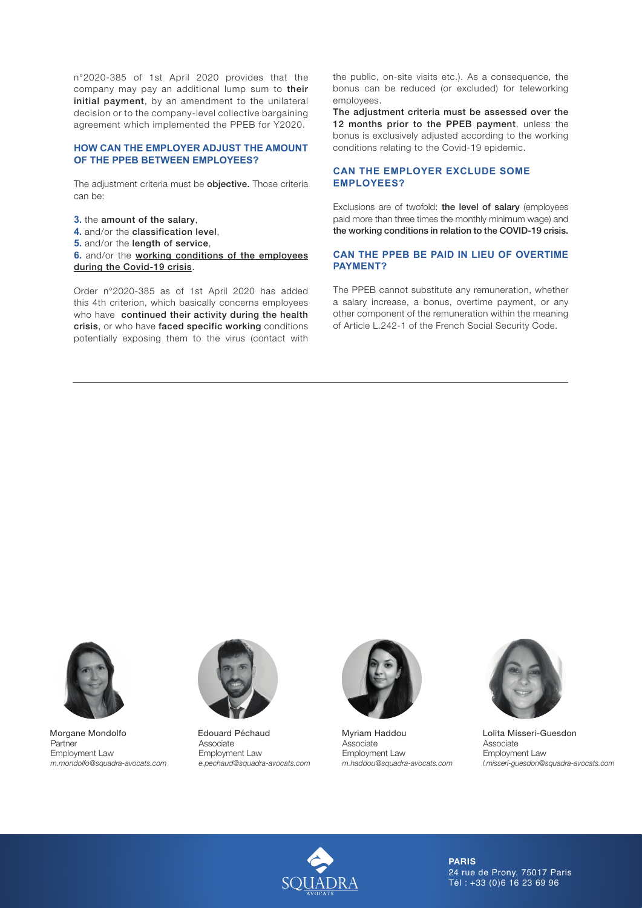n°2020-385 of 1st April 2020 provides that the company may pay an additional lump sum to **their initial payment**, by an amendment to the unilateral decision or to the company-level collective bargaining agreement which implemented the PPEB for Y2020.

### HOW CAN THE EMPLOYER ADJUST THE AMOUNT OF THE PPEB BETWEEN EMPLOYEES?

The adjustment criteria must be **objective.** Those criteria can be:

3. the **amount of the salary**,
4. and/or the **classification level**,
5. and/or the **length of service**,
6. and/or the **working conditions of the employees during the Covid-19 crisis**.

Order n°2020-385 as of 1st April 2020 has added this 4th criterion, which basically concerns employees who have **continued their activity during the health crisis**, or who have **faced specific working** conditions potentially exposing them to the virus (contact with the public, on-site visits etc.). As a consequence, the bonus can be reduced (or excluded) for teleworking employees.

**The adjustment criteria must be assessed over the 12 months prior to the PPEB payment**, unless the bonus is exclusively adjusted according to the working conditions relating to the Covid-19 epidemic.

### CAN THE EMPLOYER EXCLUDE SOME EMPLOYEES?

Exclusions are of twofold: **the level of salary** (employees paid more than three times the monthly minimum wage) and **the working conditions in relation to the COVID-19 crisis.**

### CAN THE PPEB BE PAID IN LIEU OF OVERTIME PAYMENT?

The PPEB cannot substitute any remuneration, whether a salary increase, a bonus, overtime payment, or any other component of the remuneration within the meaning of Article L.242-1 of the French Social Security Code.

---

Morgane Mondolfo
Partner
Employment Law
*m.mondolfo@squadra-avocats.com*

Edouard Péchaud
Associate
Employment Law
*e.pechaud@squadra-avocats.com*

Myriam Haddou
Associate
Employment Law
*m.haddou@squadra-avocats.com*

Lolita Misseri-Guesdon
Associate
Employment Law
*l.misseri-guesdon@squadra-avocats.com*

SQUADRA AVOCATS

**PARIS**
24 rue de Prony, 75017 Paris
Tél : +33 (0)6 16 23 69 96